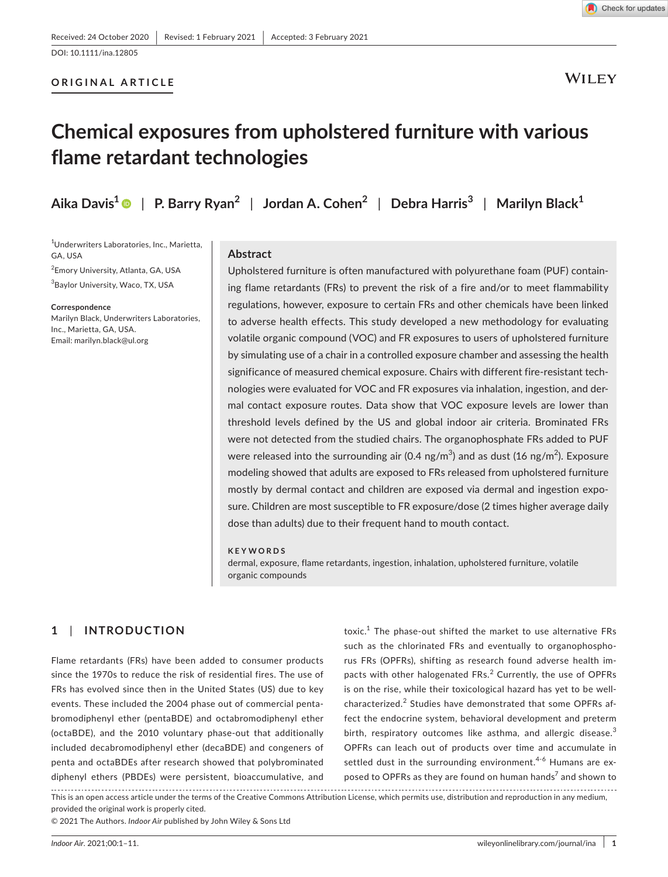Received: 24 October 2020 | Revised: 1 February 2021 | Accepted: 3 February 2021

DOI: 10.1111/ina.12805

**ORIGINAL ARTICLE**

# Chemical exposures from upholstered furniture with various flame retardant technologies

**Aika Davis**[1] | **P. Barry Ryan**[2] | **Jordan A. Cohen**[2] | **Debra Harris**[3] | **Marilyn Black**[1]

[1]Underwriters Laboratories, Inc., Marietta, GA, USA

[2]Emory University, Atlanta, GA, USA

[3]Baylor University, Waco, TX, USA

**Correspondence**
Marilyn Black, Underwriters Laboratories, Inc., Marietta, GA, USA.
Email: marilyn.black@ul.org

## Abstract

Upholstered furniture is often manufactured with polyurethane foam (PUF) containing flame retardants (FRs) to prevent the risk of a fire and/or to meet flammability regulations, however, exposure to certain FRs and other chemicals have been linked to adverse health effects. This study developed a new methodology for evaluating volatile organic compound (VOC) and FR exposures to users of upholstered furniture by simulating use of a chair in a controlled exposure chamber and assessing the health significance of measured chemical exposure. Chairs with different fire-resistant technologies were evaluated for VOC and FR exposures via inhalation, ingestion, and dermal contact exposure routes. Data show that VOC exposure levels are lower than threshold levels defined by the US and global indoor air criteria. Brominated FRs were not detected from the studied chairs. The organophosphate FRs added to PUF were released into the surrounding air (0.4 ng/m$^3$) and as dust (16 ng/m$^2$). Exposure modeling showed that adults are exposed to FRs released from upholstered furniture mostly by dermal contact and children are exposed via dermal and ingestion exposure. Children are most susceptible to FR exposure/dose (2 times higher average daily dose than adults) due to their frequent hand to mouth contact.

**KEYWORDS**

dermal, exposure, flame retardants, ingestion, inhalation, upholstered furniture, volatile organic compounds

## 1 | INTRODUCTION

Flame retardants (FRs) have been added to consumer products since the 1970s to reduce the risk of residential fires. The use of FRs has evolved since then in the United States (US) due to key events. These included the 2004 phase out of commercial pentabromodiphenyl ether (pentaBDE) and octabromodiphenyl ether (octaBDE), and the 2010 voluntary phase-out that additionally included decabromodiphenyl ether (decaBDE) and congeners of penta and octaBDEs after research showed that polybrominated diphenyl ethers (PBDEs) were persistent, bioaccumulative, and toxic.[1] The phase-out shifted the market to use alternative FRs such as the chlorinated FRs and eventually to organophosphorus FRs (OPFRs), shifting as research found adverse health impacts with other halogenated FRs.[2] Currently, the use of OPFRs is on the rise, while their toxicological hazard has yet to be well-characterized.[2] Studies have demonstrated that some OPFRs affect the endocrine system, behavioral development and preterm birth, respiratory outcomes like asthma, and allergic disease.[3] OPFRs can leach out of products over time and accumulate in settled dust in the surrounding environment.[4-6] Humans are exposed to OPFRs as they are found on human hands[7] and shown to

This is an open access article under the terms of the Creative Commons Attribution License, which permits use, distribution and reproduction in any medium, provided the original work is properly cited.

© 2021 The Authors. *Indoor Air* published by John Wiley & Sons Ltd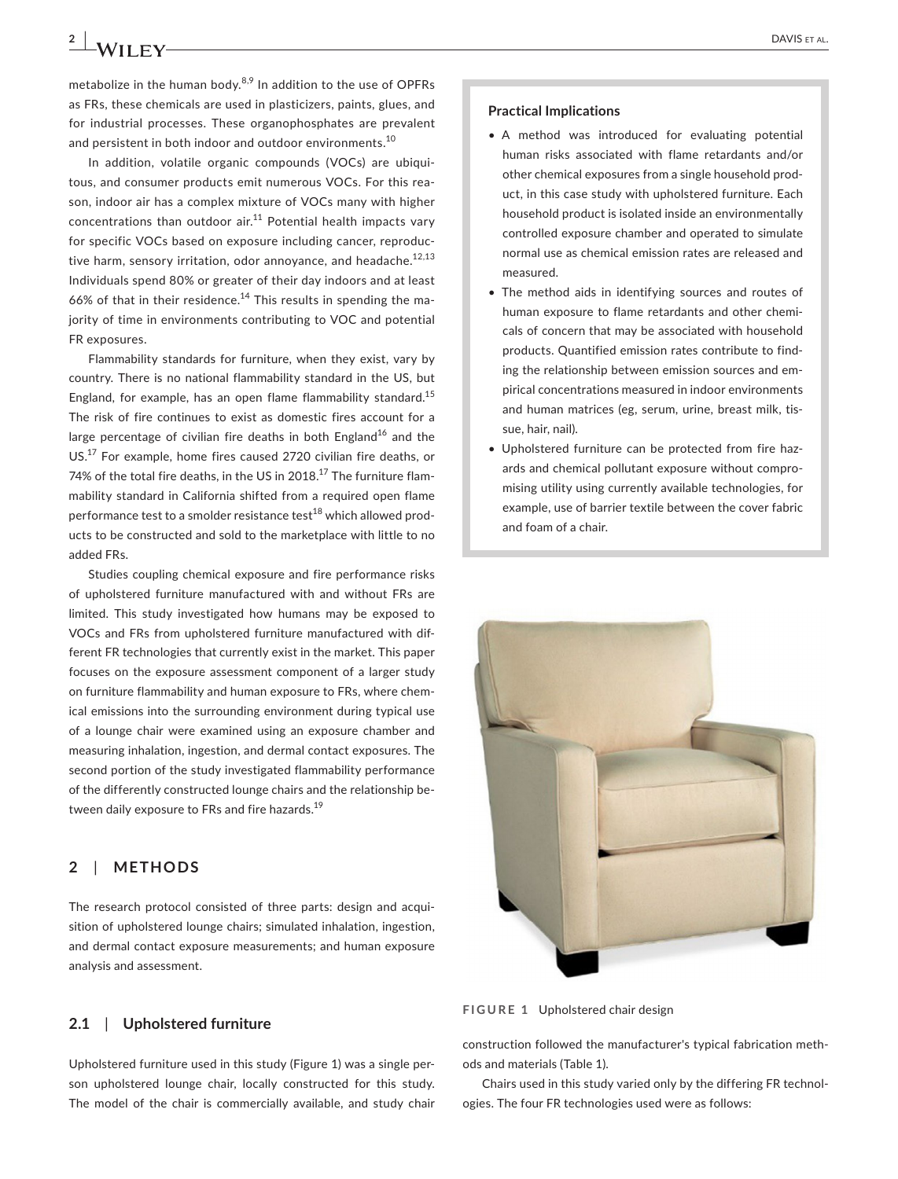metabolize in the human body.[8,9] In addition to the use of OPFRs as FRs, these chemicals are used in plasticizers, paints, glues, and for industrial processes. These organophosphates are prevalent and persistent in both indoor and outdoor environments.[10]

In addition, volatile organic compounds (VOCs) are ubiquitous, and consumer products emit numerous VOCs. For this reason, indoor air has a complex mixture of VOCs many with higher concentrations than outdoor air.[11] Potential health impacts vary for specific VOCs based on exposure including cancer, reproductive harm, sensory irritation, odor annoyance, and headache.[12,13] Individuals spend 80% or greater of their day indoors and at least 66% of that in their residence.[14] This results in spending the majority of time in environments contributing to VOC and potential FR exposures.

Flammability standards for furniture, when they exist, vary by country. There is no national flammability standard in the US, but England, for example, has an open flame flammability standard.[15] The risk of fire continues to exist as domestic fires account for a large percentage of civilian fire deaths in both England[16] and the US.[17] For example, home fires caused 2720 civilian fire deaths, or 74% of the total fire deaths, in the US in 2018.[17] The furniture flammability standard in California shifted from a required open flame performance test to a smolder resistance test[18] which allowed products to be constructed and sold to the marketplace with little to no added FRs.

Studies coupling chemical exposure and fire performance risks of upholstered furniture manufactured with and without FRs are limited. This study investigated how humans may be exposed to VOCs and FRs from upholstered furniture manufactured with different FR technologies that currently exist in the market. This paper focuses on the exposure assessment component of a larger study on furniture flammability and human exposure to FRs, where chemical emissions into the surrounding environment during typical use of a lounge chair were examined using an exposure chamber and measuring inhalation, ingestion, and dermal contact exposures. The second portion of the study investigated flammability performance of the differently constructed lounge chairs and the relationship between daily exposure to FRs and fire hazards.[19]

**Practical Implications**

- A method was introduced for evaluating potential human risks associated with flame retardants and/or other chemical exposures from a single household product, in this case study with upholstered furniture. Each household product is isolated inside an environmentally controlled exposure chamber and operated to simulate normal use as chemical emission rates are released and measured.
- The method aids in identifying sources and routes of human exposure to flame retardants and other chemicals of concern that may be associated with household products. Quantified emission rates contribute to finding the relationship between emission sources and empirical concentrations measured in indoor environments and human matrices (eg, serum, urine, breast milk, tissue, hair, nail).
- Upholstered furniture can be protected from fire hazards and chemical pollutant exposure without compromising utility using currently available technologies, for example, use of barrier textile between the cover fabric and foam of a chair.

## 2 | METHODS

The research protocol consisted of three parts: design and acquisition of upholstered lounge chairs; simulated inhalation, ingestion, and dermal contact exposure measurements; and human exposure analysis and assessment.

### 2.1 | Upholstered furniture

Upholstered furniture used in this study (Figure 1) was a single person upholstered lounge chair, locally constructed for this study. The model of the chair is commercially available, and study chair construction followed the manufacturer's typical fabrication methods and materials (Table 1).

**FIGURE 1** Upholstered chair design

Chairs used in this study varied only by the differing FR technologies. The four FR technologies used were as follows: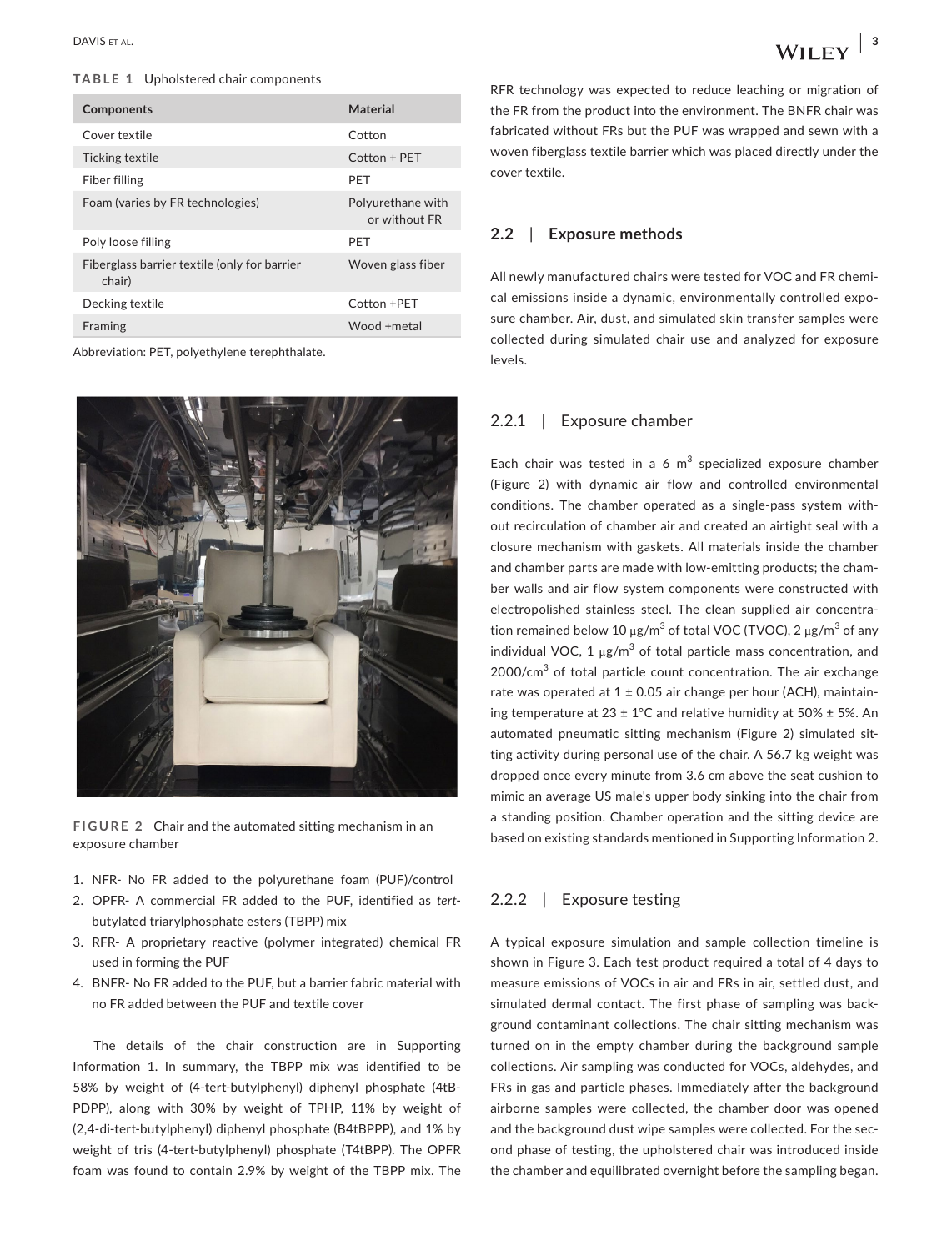**TABLE 1** Upholstered chair components

| Components | Material |
| --- | --- |
| Cover textile | Cotton |
| Ticking textile | Cotton + PET |
| Fiber filling | PET |
| Foam (varies by FR technologies) | Polyurethane with or without FR |
| Poly loose filling | PET |
| Fiberglass barrier textile (only for barrier chair) | Woven glass fiber |
| Decking textile | Cotton +PET |
| Framing | Wood +metal |

Abbreviation: PET, polyethylene terephthalate.

**FIGURE 2** Chair and the automated sitting mechanism in an exposure chamber

1. NFR- No FR added to the polyurethane foam (PUF)/control
2. OPFR- A commercial FR added to the PUF, identified as *tert*-butylated triarylphosphate esters (TBPP) mix
3. RFR- A proprietary reactive (polymer integrated) chemical FR used in forming the PUF
4. BNFR- No FR added to the PUF, but a barrier fabric material with no FR added between the PUF and textile cover

The details of the chair construction are in Supporting Information 1. In summary, the TBPP mix was identified to be 58% by weight of (4-tert-butylphenyl) diphenyl phosphate (4tB-PDPP), along with 30% by weight of TPHP, 11% by weight of (2,4-di-tert-butylphenyl) diphenyl phosphate (B4tBPPP), and 1% by weight of tris (4-tert-butylphenyl) phosphate (T4tBPP). The OPFR foam was found to contain 2.9% by weight of the TBPP mix. The RFR technology was expected to reduce leaching or migration of the FR from the product into the environment. The BNFR chair was fabricated without FRs but the PUF was wrapped and sewn with a woven fiberglass textile barrier which was placed directly under the cover textile.

## 2.2 | Exposure methods

All newly manufactured chairs were tested for VOC and FR chemical emissions inside a dynamic, environmentally controlled exposure chamber. Air, dust, and simulated skin transfer samples were collected during simulated chair use and analyzed for exposure levels.

### 2.2.1 | Exposure chamber

Each chair was tested in a 6 $m^3$ specialized exposure chamber (Figure 2) with dynamic air flow and controlled environmental conditions. The chamber operated as a single-pass system without recirculation of chamber air and created an airtight seal with a closure mechanism with gaskets. All materials inside the chamber and chamber parts are made with low-emitting products; the chamber walls and air flow system components were constructed with electropolished stainless steel. The clean supplied air concentration remained below 10 $\mu g/m^3$ of total VOC (TVOC), 2 $\mu g/m^3$ of any individual VOC, 1 $\mu g/m^3$ of total particle mass concentration, and 2000/$cm^3$ of total particle count concentration. The air exchange rate was operated at 1 ± 0.05 air change per hour (ACH), maintaining temperature at 23 ± 1°C and relative humidity at 50% ± 5%. An automated pneumatic sitting mechanism (Figure 2) simulated sitting activity during personal use of the chair. A 56.7 kg weight was dropped once every minute from 3.6 cm above the seat cushion to mimic an average US male's upper body sinking into the chair from a standing position. Chamber operation and the sitting device are based on existing standards mentioned in Supporting Information 2.

### 2.2.2 | Exposure testing

A typical exposure simulation and sample collection timeline is shown in Figure 3. Each test product required a total of 4 days to measure emissions of VOCs in air and FRs in air, settled dust, and simulated dermal contact. The first phase of sampling was background contaminant collections. The chair sitting mechanism was turned on in the empty chamber during the background sample collections. Air sampling was conducted for VOCs, aldehydes, and FRs in gas and particle phases. Immediately after the background airborne samples were collected, the chamber door was opened and the background dust wipe samples were collected. For the second phase of testing, the upholstered chair was introduced inside the chamber and equilibrated overnight before the sampling began.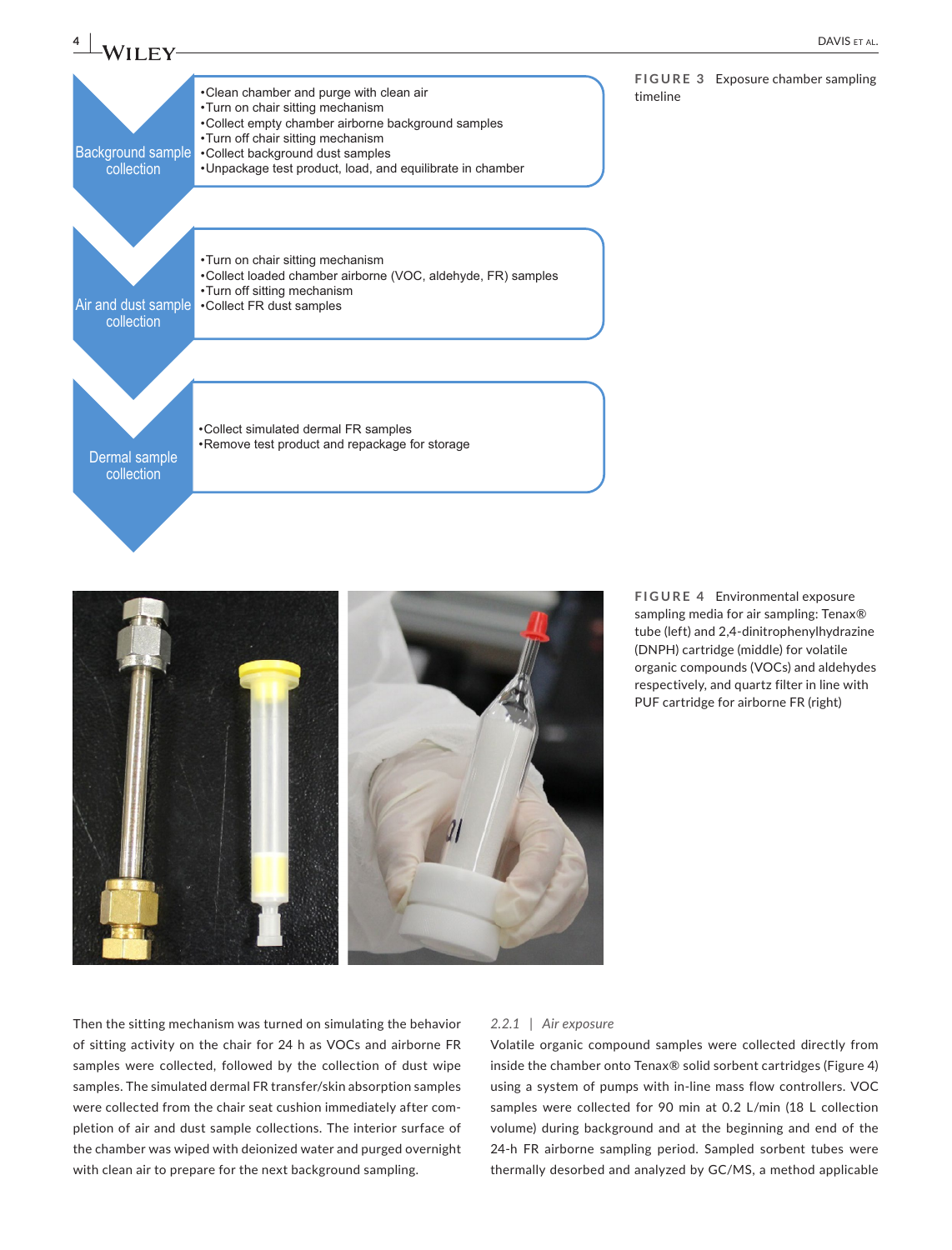**Background sample collection**

- Clean chamber and purge with clean air
- Turn on chair sitting mechanism
- Collect empty chamber airborne background samples
- Turn off chair sitting mechanism
- Collect background dust samples
- Unpackage test product, load, and equilibrate in chamber

**Air and dust sample collection**

- Turn on chair sitting mechanism
- Collect loaded chamber airborne (VOC, aldehyde, FR) samples
- Turn off sitting mechanism
- Collect FR dust samples

**Dermal sample collection**

- Collect simulated dermal FR samples
- Remove test product and repackage for storage

**FIGURE 3** Exposure chamber sampling timeline

**FIGURE 4** Environmental exposure sampling media for air sampling: Tenax® tube (left) and 2,4-dinitrophenylhydrazine (DNPH) cartridge (middle) for volatile organic compounds (VOCs) and aldehydes respectively, and quartz filter in line with PUF cartridge for airborne FR (right)

Then the sitting mechanism was turned on simulating the behavior of sitting activity on the chair for 24 h as VOCs and airborne FR samples were collected, followed by the collection of dust wipe samples. The simulated dermal FR transfer/skin absorption samples were collected from the chair seat cushion immediately after completion of air and dust sample collections. The interior surface of the chamber was wiped with deionized water and purged overnight with clean air to prepare for the next background sampling.

### 2.2.1 | *Air exposure*

Volatile organic compound samples were collected directly from inside the chamber onto Tenax® solid sorbent cartridges (Figure 4) using a system of pumps with in-line mass flow controllers. VOC samples were collected for 90 min at 0.2 L/min (18 L collection volume) during background and at the beginning and end of the 24-h FR airborne sampling period. Sampled sorbent tubes were thermally desorbed and analyzed by GC/MS, a method applicable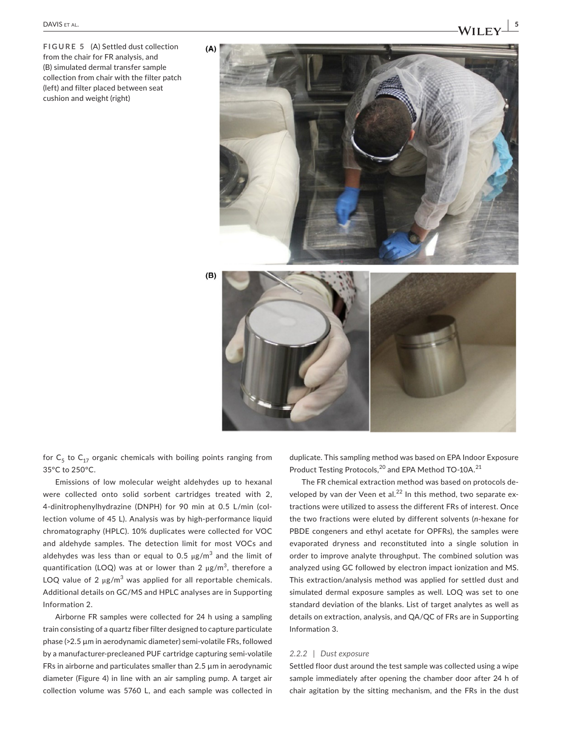FIGURE 5 (A) Settled dust collection from the chair for FR analysis, and (B) simulated dermal transfer sample collection from chair with the filter patch (left) and filter placed between seat cushion and weight (right)

for $C_5$ to $C_{17}$ organic chemicals with boiling points ranging from 35°C to 250°C.

Emissions of low molecular weight aldehydes up to hexanal were collected onto solid sorbent cartridges treated with 2, 4-dinitrophenylhydrazine (DNPH) for 90 min at 0.5 L/min (collection volume of 45 L). Analysis was by high-performance liquid chromatography (HPLC). 10% duplicates were collected for VOC and aldehyde samples. The detection limit for most VOCs and aldehydes was less than or equal to 0.5 μg/m$^3$ and the limit of quantification (LOQ) was at or lower than 2 μg/m$^3$, therefore a LOQ value of 2 μg/m$^3$ was applied for all reportable chemicals. Additional details on GC/MS and HPLC analyses are in Supporting Information 2.

Airborne FR samples were collected for 24 h using a sampling train consisting of a quartz fiber filter designed to capture particulate phase (>2.5 μm in aerodynamic diameter) semi-volatile FRs, followed by a manufacturer-precleaned PUF cartridge capturing semi-volatile FRs in airborne and particulates smaller than 2.5 μm in aerodynamic diameter (Figure 4) in line with an air sampling pump. A target air collection volume was 5760 L, and each sample was collected in duplicate. This sampling method was based on EPA Indoor Exposure Product Testing Protocols,[20] and EPA Method TO-10A.[21]

The FR chemical extraction method was based on protocols developed by van der Veen et al.[22] In this method, two separate extractions were utilized to assess the different FRs of interest. Once the two fractions were eluted by different solvents (*n*-hexane for PBDE congeners and ethyl acetate for OPFRs), the samples were evaporated dryness and reconstituted into a single solution in order to improve analyte throughput. The combined solution was analyzed using GC followed by electron impact ionization and MS. This extraction/analysis method was applied for settled dust and simulated dermal exposure samples as well. LOQ was set to one standard deviation of the blanks. List of target analytes as well as details on extraction, analysis, and QA/QC of FRs are in Supporting Information 3.

### 2.2.2 | *Dust exposure*

Settled floor dust around the test sample was collected using a wipe sample immediately after opening the chamber door after 24 h of chair agitation by the sitting mechanism, and the FRs in the dust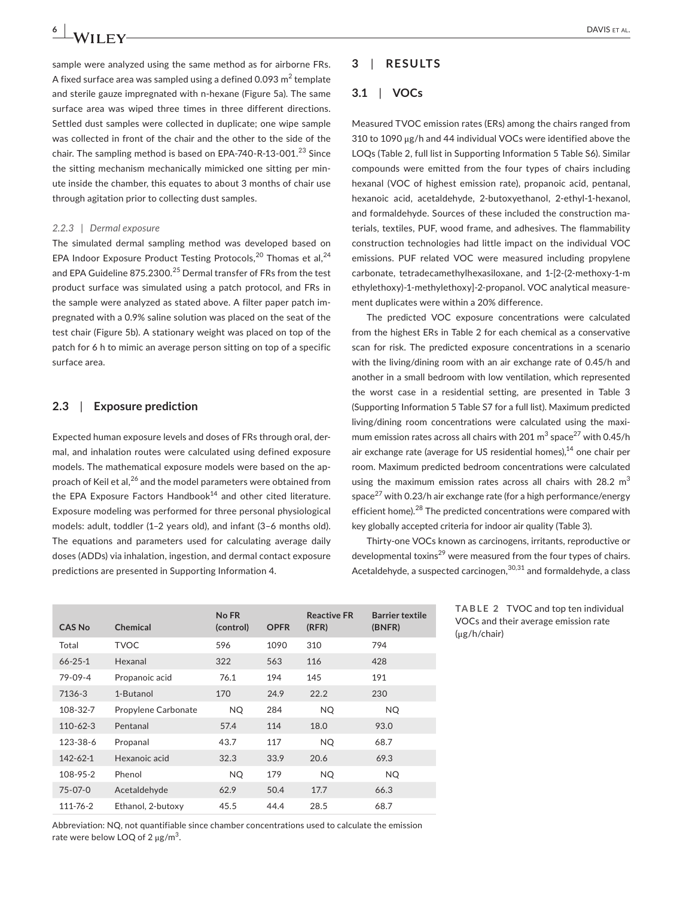sample were analyzed using the same method as for airborne FRs. A fixed surface area was sampled using a defined 0.093 $m^2$ template and sterile gauze impregnated with n-hexane (Figure 5a). The same surface area was wiped three times in three different directions. Settled dust samples were collected in duplicate; one wipe sample was collected in front of the chair and the other to the side of the chair. The sampling method is based on EPA-740-R-13-001.[23] Since the sitting mechanism mechanically mimicked one sitting per minute inside the chamber, this equates to about 3 months of chair use through agitation prior to collecting dust samples.

#### 2.2.3 | Dermal exposure

The simulated dermal sampling method was developed based on EPA Indoor Exposure Product Testing Protocols,[20] Thomas et al,[24] and EPA Guideline 875.2300.[25] Dermal transfer of FRs from the test product surface was simulated using a patch protocol, and FRs in the sample were analyzed as stated above. A filter paper patch impregnated with a 0.9% saline solution was placed on the seat of the test chair (Figure 5b). A stationary weight was placed on top of the patch for 6 h to mimic an average person sitting on top of a specific surface area.

### 2.3 | Exposure prediction

Expected human exposure levels and doses of FRs through oral, dermal, and inhalation routes were calculated using defined exposure models. The mathematical exposure models were based on the approach of Keil et al,[26] and the model parameters were obtained from the EPA Exposure Factors Handbook[14] and other cited literature. Exposure modeling was performed for three personal physiological models: adult, toddler (1–2 years old), and infant (3–6 months old). The equations and parameters used for calculating average daily doses (ADDs) via inhalation, ingestion, and dermal contact exposure predictions are presented in Supporting Information 4.

## 3 | RESULTS

### 3.1 | VOCs

Measured TVOC emission rates (ERs) among the chairs ranged from 310 to 1090 μg/h and 44 individual VOCs were identified above the LOQs (Table 2, full list in Supporting Information 5 Table S6). Similar compounds were emitted from the four types of chairs including hexanal (VOC of highest emission rate), propanoic acid, pentanal, hexanoic acid, acetaldehyde, 2-butoxyethanol, 2-ethyl-1-hexanol, and formaldehyde. Sources of these included the construction materials, textiles, PUF, wood frame, and adhesives. The flammability construction technologies had little impact on the individual VOC emissions. PUF related VOC were measured including propylene carbonate, tetradecamethylhexasiloxane, and 1-[2-(2-methoxy-1-methylethoxy)-1-methylethoxy]-2-propanol. VOC analytical measurement duplicates were within a 20% difference.

The predicted VOC exposure concentrations were calculated from the highest ERs in Table 2 for each chemical as a conservative scan for risk. The predicted exposure concentrations in a scenario with the living/dining room with an air exchange rate of 0.45/h and another in a small bedroom with low ventilation, which represented the worst case in a residential setting, are presented in Table 3 (Supporting Information 5 Table S7 for a full list). Maximum predicted living/dining room concentrations were calculated using the maximum emission rates across all chairs with 201 $m^3$ space[27] with 0.45/h air exchange rate (average for US residential homes),[14] one chair per room. Maximum predicted bedroom concentrations were calculated using the maximum emission rates across all chairs with 28.2 $m^3$ space[27] with 0.23/h air exchange rate (for a high performance/energy efficient home).[28] The predicted concentrations were compared with key globally accepted criteria for indoor air quality (Table 3).

Thirty-one VOCs known as carcinogens, irritants, reproductive or developmental toxins[29] were measured from the four types of chairs. Acetaldehyde, a suspected carcinogen,[30,31] and formaldehyde, a class

**TABLE 2** TVOC and top ten individual VOCs and their average emission rate (μg/h/chair)

| CAS No | Chemical | No FR (control) | OPFR | Reactive FR (RFR) | Barrier textile (BNFR) |
|---|---|---|---|---|---|
| Total | TVOC | 596 | 1090 | 310 | 794 |
| 66-25-1 | Hexanal | 322 | 563 | 116 | 428 |
| 79-09-4 | Propanoic acid | 76.1 | 194 | 145 | 191 |
| 7136-3 | 1-Butanol | 170 | 24.9 | 22.2 | 230 |
| 108-32-7 | Propylene Carbonate | NQ | 284 | NQ | NQ |
| 110-62-3 | Pentanal | 57.4 | 114 | 18.0 | 93.0 |
| 123-38-6 | Propanal | 43.7 | 117 | NQ | 68.7 |
| 142-62-1 | Hexanoic acid | 32.3 | 33.9 | 20.6 | 69.3 |
| 108-95-2 | Phenol | NQ | 179 | NQ | NQ |
| 75-07-0 | Acetaldehyde | 62.9 | 50.4 | 17.7 | 66.3 |
| 111-76-2 | Ethanol, 2-butoxy | 45.5 | 44.4 | 28.5 | 68.7 |

Abbreviation: NQ, not quantifiable since chamber concentrations used to calculate the emission rate were below LOQ of 2 μg/$m^3$.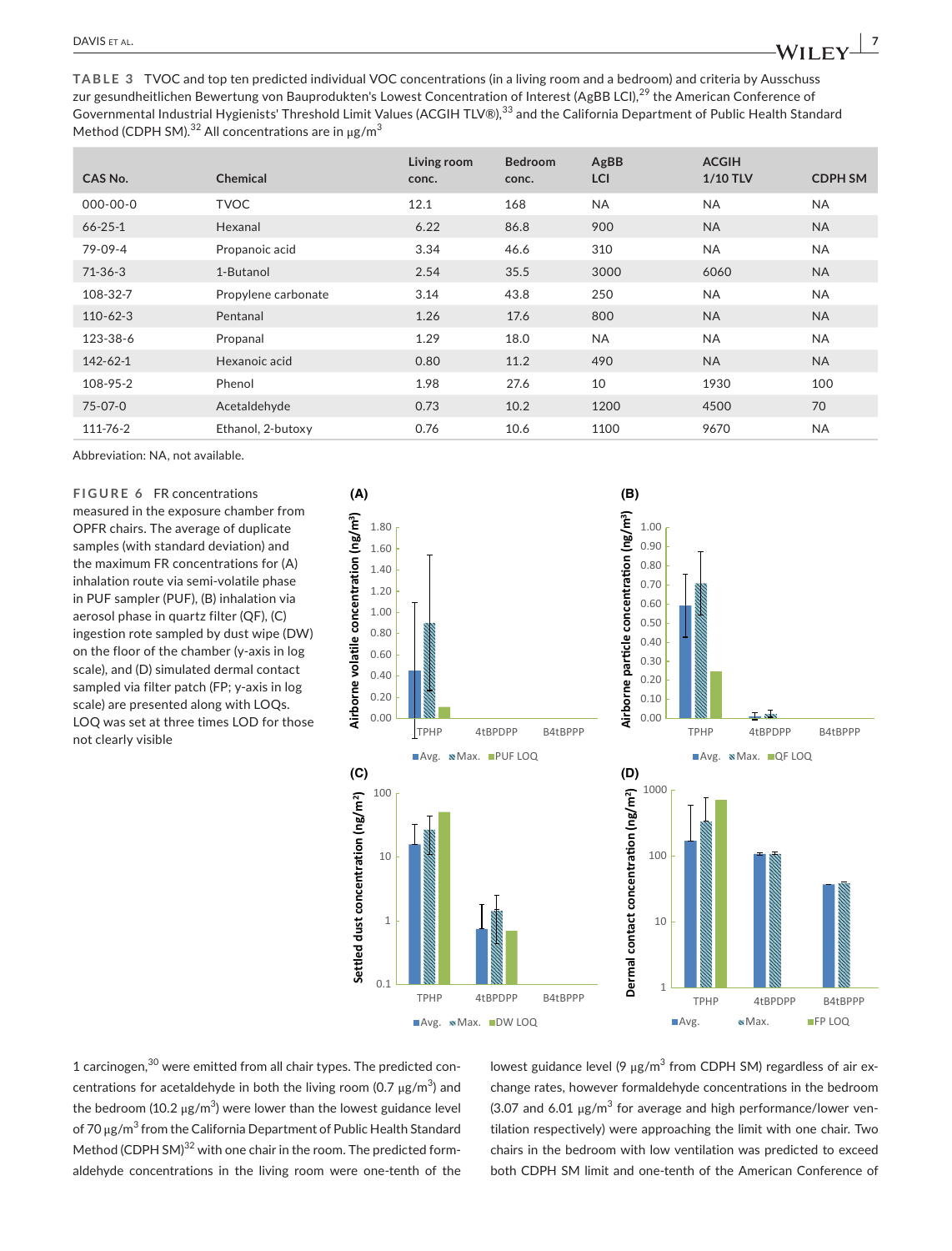**TABLE 3** TVOC and top ten predicted individual VOC concentrations (in a living room and a bedroom) and criteria by Ausschuss zur gesundheitlichen Bewertung von Bauprodukten's Lowest Concentration of Interest (AgBB LCI),[29] the American Conference of Governmental Industrial Hygienists' Threshold Limit Values (ACGIH TLV®),[33] and the California Department of Public Health Standard Method (CDPH SM).[32] All concentrations are in μg/m$^3$

| CAS No. | Chemical | Living room conc. | Bedroom conc. | AgBB LCI | ACGIH 1/10 TLV | CDPH SM |
|---|---|---|---|---|---|---|
| 000-00-0 | TVOC | 12.1 | 168 | NA | NA | NA |
| 66-25-1 | Hexanal | 6.22 | 86.8 | 900 | NA | NA |
| 79-09-4 | Propanoic acid | 3.34 | 46.6 | 310 | NA | NA |
| 71-36-3 | 1-Butanol | 2.54 | 35.5 | 3000 | 6060 | NA |
| 108-32-7 | Propylene carbonate | 3.14 | 43.8 | 250 | NA | NA |
| 110-62-3 | Pentanal | 1.26 | 17.6 | 800 | NA | NA |
| 123-38-6 | Propanal | 1.29 | 18.0 | NA | NA | NA |
| 142-62-1 | Hexanoic acid | 0.80 | 11.2 | 490 | NA | NA |
| 108-95-2 | Phenol | 1.98 | 27.6 | 10 | 1930 | 100 |
| 75-07-0 | Acetaldehyde | 0.73 | 10.2 | 1200 | 4500 | 70 |
| 111-76-2 | Ethanol, 2-butoxy | 0.76 | 10.6 | 1100 | 9670 | NA |

Abbreviation: NA, not available.

**FIGURE 6** FR concentrations measured in the exposure chamber from OPFR chairs. The average of duplicate samples (with standard deviation) and the maximum FR concentrations for (A) inhalation route via semi-volatile phase in PUF sampler (PUF), (B) inhalation via aerosol phase in quartz filter (QF), (C) ingestion rote sampled by dust wipe (DW) on the floor of the chamber (y-axis in log scale), and (D) simulated dermal contact sampled via filter patch (FP; y-axis in log scale) are presented along with LOQs. LOQ was set at three times LOD for those not clearly visible

1 carcinogen,[30] were emitted from all chair types. The predicted concentrations for acetaldehyde in both the living room (0.7 μg/m$^3$) and the bedroom (10.2 μg/m$^3$) were lower than the lowest guidance level of 70 μg/m$^3$ from the California Department of Public Health Standard Method (CDPH SM)[32] with one chair in the room. The predicted formaldehyde concentrations in the living room were one-tenth of the lowest guidance level (9 μg/m$^3$ from CDPH SM) regardless of air exchange rates, however formaldehyde concentrations in the bedroom (3.07 and 6.01 μg/m$^3$ for average and high performance/lower ventilation respectively) were approaching the limit with one chair. Two chairs in the bedroom with low ventilation was predicted to exceed both CDPH SM limit and one-tenth of the American Conference of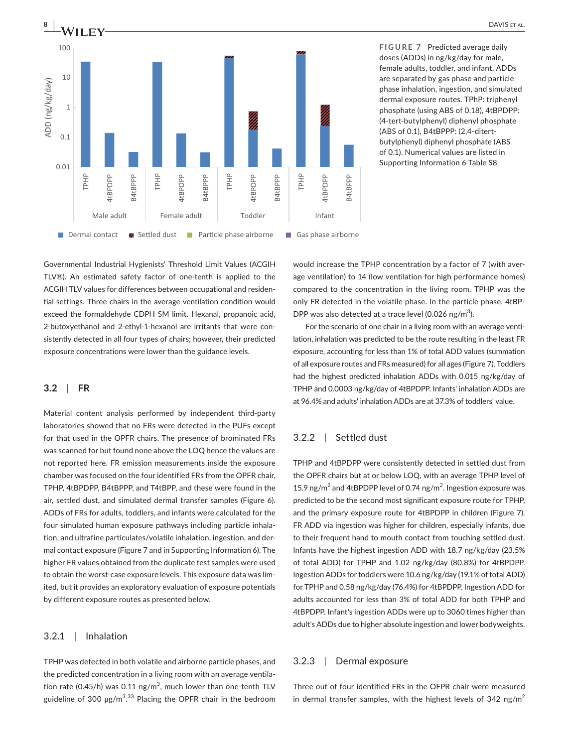FIGURE 7 Predicted average daily doses (ADDs) in ng/kg/day for male, female adults, toddler, and infant. ADDs are separated by gas phase and particle phase inhalation, ingestion, and simulated dermal exposure routes. TPhP: triphenyl phosphate (using ABS of 0.18), 4tBPDPP: (4-tert-butylphenyl) diphenyl phosphate (ABS of 0.1), B4tBPPP: (2,4-ditert-butylphenyl) diphenyl phosphate (ABS of 0.1). Numerical values are listed in Supporting Information 6 Table S8

Governmental Industrial Hygienists' Threshold Limit Values (ACGIH TLV®). An estimated safety factor of one-tenth is applied to the ACGIH TLV values for differences between occupational and residential settings. Three chairs in the average ventilation condition would exceed the formaldehyde CDPH SM limit. Hexanal, propanoic acid, 2-butoxyethanol and 2-ethyl-1-hexanol are irritants that were consistently detected in all four types of chairs; however, their predicted exposure concentrations were lower than the guidance levels.

## 3.2 | FR

Material content analysis performed by independent third-party laboratories showed that no FRs were detected in the PUFs except for that used in the OPFR chairs. The presence of brominated FRs was scanned for but found none above the LOQ hence the values are not reported here. FR emission measurements inside the exposure chamber was focused on the four identified FRs from the OPFR chair, TPHP, 4tBPDPP, B4tBPPP, and T4tBPP, and these were found in the air, settled dust, and simulated dermal transfer samples (Figure 6). ADDs of FRs for adults, toddlers, and infants were calculated for the four simulated human exposure pathways including particle inhalation, and ultrafine particulates/volatile inhalation, ingestion, and dermal contact exposure (Figure 7 and in Supporting Information 6). The higher FR values obtained from the duplicate test samples were used to obtain the worst-case exposure levels. This exposure data was limited, but it provides an exploratory evaluation of exposure potentials by different exposure routes as presented below.

### 3.2.1 | Inhalation

TPHP was detected in both volatile and airborne particle phases, and the predicted concentration in a living room with an average ventilation rate (0.45/h) was 0.11 ng/m$^3$, much lower than one-tenth TLV guideline of 300 μg/m$^3$.[33] Placing the OPFR chair in the bedroom would increase the TPHP concentration by a factor of 7 (with average ventilation) to 14 (low ventilation for high performance homes) compared to the concentration in the living room. TPHP was the only FR detected in the volatile phase. In the particle phase, 4tBPDPP was also detected at a trace level (0.026 ng/m$^3$).

For the scenario of one chair in a living room with an average ventilation, inhalation was predicted to be the route resulting in the least FR exposure, accounting for less than 1% of total ADD values (summation of all exposure routes and FRs measured) for all ages (Figure 7). Toddlers had the highest predicted inhalation ADDs with 0.015 ng/kg/day of TPHP and 0.0003 ng/kg/day of 4tBPDPP. Infants' inhalation ADDs are at 96.4% and adults' inhalation ADDs are at 37.3% of toddlers' value.

### 3.2.2 | Settled dust

TPHP and 4tBPDPP were consistently detected in settled dust from the OPFR chairs but at or below LOQ, with an average TPHP level of 15.9 ng/m$^2$ and 4tBPDPP level of 0.74 ng/m$^2$. Ingestion exposure was predicted to be the second most significant exposure route for TPHP, and the primary exposure route for 4tBPDPP in children (Figure 7). FR ADD via ingestion was higher for children, especially infants, due to their frequent hand to mouth contact from touching settled dust. Infants have the highest ingestion ADD with 18.7 ng/kg/day (23.5% of total ADD) for TPHP and 1.02 ng/kg/day (80.8%) for 4tBPDPP. Ingestion ADDs for toddlers were 10.6 ng/kg/day (19.1% of total ADD) for TPHP and 0.58 ng/kg/day (76.4%) for 4tBPDPP. Ingestion ADD for adults accounted for less than 3% of total ADD for both TPHP and 4tBPDPP. Infant's ingestion ADDs were up to 3060 times higher than adult's ADDs due to higher absolute ingestion and lower bodyweights.

### 3.2.3 | Dermal exposure

Three out of four identified FRs in the OFPR chair were measured in dermal transfer samples, with the highest levels of 342 ng/m$^2$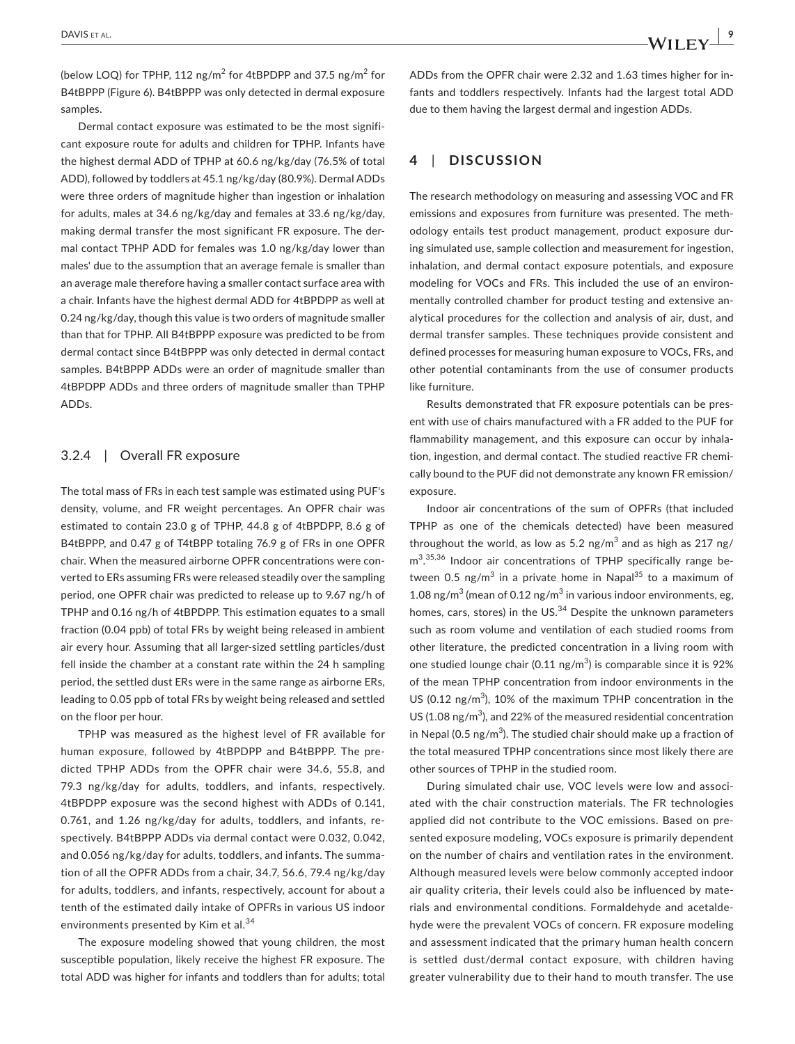(below LOQ) for TPHP, 112 ng/m$^2$ for 4tBPDPP and 37.5 ng/m$^2$ for B4tBPPP (Figure 6). B4tBPPP was only detected in dermal exposure samples.

Dermal contact exposure was estimated to be the most significant exposure route for adults and children for TPHP. Infants have the highest dermal ADD of TPHP at 60.6 ng/kg/day (76.5% of total ADD), followed by toddlers at 45.1 ng/kg/day (80.9%). Dermal ADDs were three orders of magnitude higher than ingestion or inhalation for adults, males at 34.6 ng/kg/day and females at 33.6 ng/kg/day, making dermal transfer the most significant FR exposure. The dermal contact TPHP ADD for females was 1.0 ng/kg/day lower than males' due to the assumption that an average female is smaller than an average male therefore having a smaller contact surface area with a chair. Infants have the highest dermal ADD for 4tBPDPP as well at 0.24 ng/kg/day, though this value is two orders of magnitude smaller than that for TPHP. All B4tBPPP exposure was predicted to be from dermal contact since B4tBPPP was only detected in dermal contact samples. B4tBPPP ADDs were an order of magnitude smaller than 4tBPDPP ADDs and three orders of magnitude smaller than TPHP ADDs.

### 3.2.4 | Overall FR exposure

The total mass of FRs in each test sample was estimated using PUF's density, volume, and FR weight percentages. An OPFR chair was estimated to contain 23.0 g of TPHP, 44.8 g of 4tBPDPP, 8.6 g of B4tBPPP, and 0.47 g of T4tBPP totaling 76.9 g of FRs in one OPFR chair. When the measured airborne OPFR concentrations were converted to ERs assuming FRs were released steadily over the sampling period, one OPFR chair was predicted to release up to 9.67 ng/h of TPHP and 0.16 ng/h of 4tBPDPP. This estimation equates to a small fraction (0.04 ppb) of total FRs by weight being released in ambient air every hour. Assuming that all larger-sized settling particles/dust fell inside the chamber at a constant rate within the 24 h sampling period, the settled dust ERs were in the same range as airborne ERs, leading to 0.05 ppb of total FRs by weight being released and settled on the floor per hour.

TPHP was measured as the highest level of FR available for human exposure, followed by 4tBPDPP and B4tBPPP. The predicted TPHP ADDs from the OPFR chair were 34.6, 55.8, and 79.3 ng/kg/day for adults, toddlers, and infants, respectively. 4tBPDPP exposure was the second highest with ADDs of 0.141, 0.761, and 1.26 ng/kg/day for adults, toddlers, and infants, respectively. B4tBPPP ADDs via dermal contact were 0.032, 0.042, and 0.056 ng/kg/day for adults, toddlers, and infants. The summation of all the OPFR ADDs from a chair, 34.7, 56.6, 79.4 ng/kg/day for adults, toddlers, and infants, respectively, account for about a tenth of the estimated daily intake of OPFRs in various US indoor environments presented by Kim et al.[34]

The exposure modeling showed that young children, the most susceptible population, likely receive the highest FR exposure. The total ADD was higher for infants and toddlers than for adults; total ADDs from the OPFR chair were 2.32 and 1.63 times higher for infants and toddlers respectively. Infants had the largest total ADD due to them having the largest dermal and ingestion ADDs.

## 4 | DISCUSSION

The research methodology on measuring and assessing VOC and FR emissions and exposures from furniture was presented. The methodology entails test product management, product exposure during simulated use, sample collection and measurement for ingestion, inhalation, and dermal contact exposure potentials, and exposure modeling for VOCs and FRs. This included the use of an environmentally controlled chamber for product testing and extensive analytical procedures for the collection and analysis of air, dust, and dermal transfer samples. These techniques provide consistent and defined processes for measuring human exposure to VOCs, FRs, and other potential contaminants from the use of consumer products like furniture.

Results demonstrated that FR exposure potentials can be present with use of chairs manufactured with a FR added to the PUF for flammability management, and this exposure can occur by inhalation, ingestion, and dermal contact. The studied reactive FR chemically bound to the PUF did not demonstrate any known FR emission/exposure.

Indoor air concentrations of the sum of OPFRs (that included TPHP as one of the chemicals detected) have been measured throughout the world, as low as 5.2 ng/m$^3$ and as high as 217 ng/m$^3$.[35,36] Indoor air concentrations of TPHP specifically range between 0.5 ng/m$^3$ in a private home in Napal[35] to a maximum of 1.08 ng/m$^3$ (mean of 0.12 ng/m$^3$ in various indoor environments, eg, homes, cars, stores) in the US.[34] Despite the unknown parameters such as room volume and ventilation of each studied rooms from other literature, the predicted concentration in a living room with one studied lounge chair (0.11 ng/m$^3$) is comparable since it is 92% of the mean TPHP concentration from indoor environments in the US (0.12 ng/m$^3$), 10% of the maximum TPHP concentration in the US (1.08 ng/m$^3$), and 22% of the measured residential concentration in Nepal (0.5 ng/m$^3$). The studied chair should make up a fraction of the total measured TPHP concentrations since most likely there are other sources of TPHP in the studied room.

During simulated chair use, VOC levels were low and associated with the chair construction materials. The FR technologies applied did not contribute to the VOC emissions. Based on presented exposure modeling, VOCs exposure is primarily dependent on the number of chairs and ventilation rates in the environment. Although measured levels were below commonly accepted indoor air quality criteria, their levels could also be influenced by materials and environmental conditions. Formaldehyde and acetaldehyde were the prevalent VOCs of concern. FR exposure modeling and assessment indicated that the primary human health concern is settled dust/dermal contact exposure, with children having greater vulnerability due to their hand to mouth transfer. The use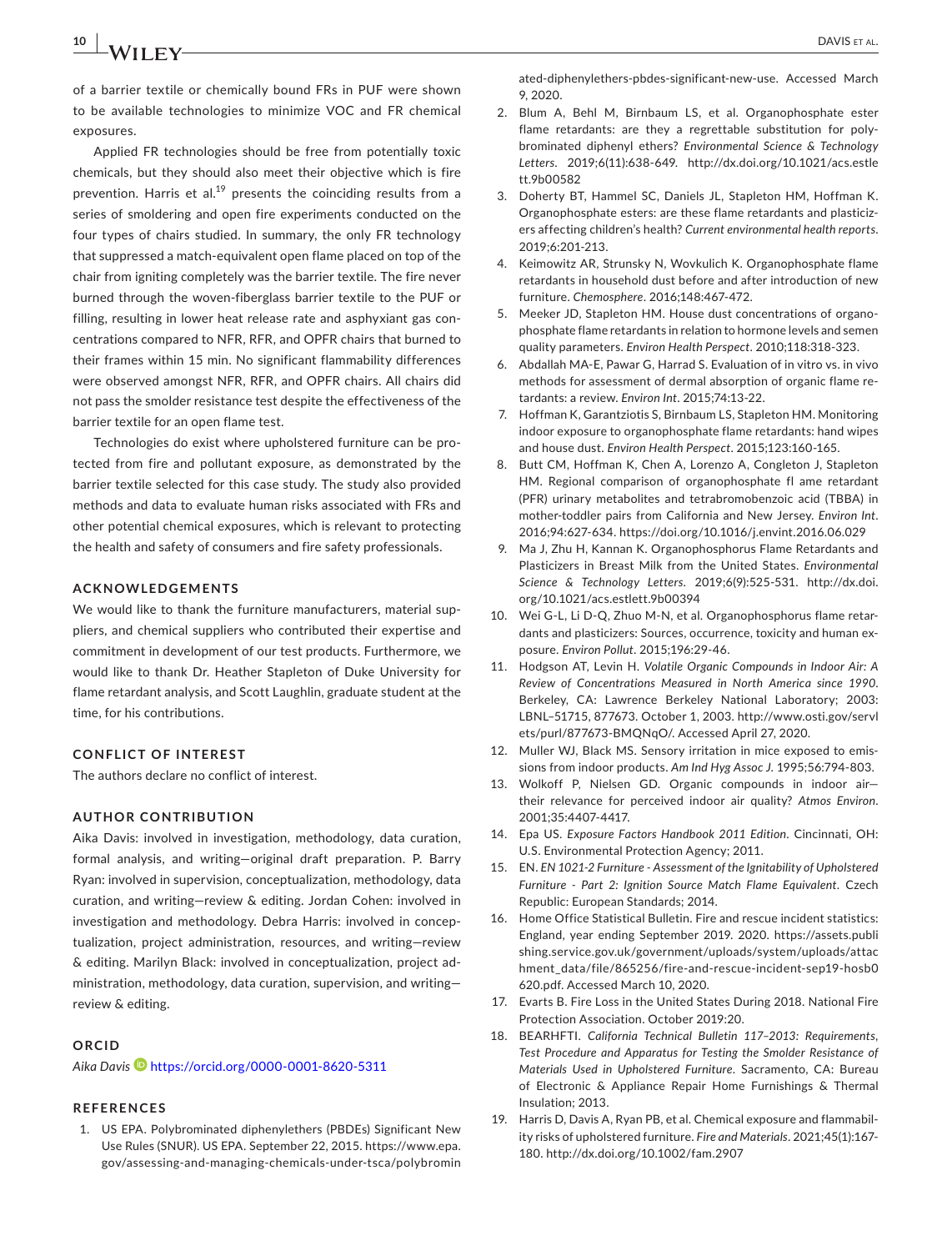of a barrier textile or chemically bound FRs in PUF were shown to be available technologies to minimize VOC and FR chemical exposures.

Applied FR technologies should be free from potentially toxic chemicals, but they should also meet their objective which is fire prevention. Harris et al.[19] presents the coinciding results from a series of smoldering and open fire experiments conducted on the four types of chairs studied. In summary, the only FR technology that suppressed a match-equivalent open flame placed on top of the chair from igniting completely was the barrier textile. The fire never burned through the woven-fiberglass barrier textile to the PUF or filling, resulting in lower heat release rate and asphyxiant gas concentrations compared to NFR, RFR, and OPFR chairs that burned to their frames within 15 min. No significant flammability differences were observed amongst NFR, RFR, and OPFR chairs. All chairs did not pass the smolder resistance test despite the effectiveness of the barrier textile for an open flame test.

Technologies do exist where upholstered furniture can be protected from fire and pollutant exposure, as demonstrated by the barrier textile selected for this case study. The study also provided methods and data to evaluate human risks associated with FRs and other potential chemical exposures, which is relevant to protecting the health and safety of consumers and fire safety professionals.

## ACKNOWLEDGEMENTS

We would like to thank the furniture manufacturers, material suppliers, and chemical suppliers who contributed their expertise and commitment in development of our test products. Furthermore, we would like to thank Dr. Heather Stapleton of Duke University for flame retardant analysis, and Scott Laughlin, graduate student at the time, for his contributions.

## CONFLICT OF INTEREST

The authors declare no conflict of interest.

## AUTHOR CONTRIBUTION

Aika Davis: involved in investigation, methodology, data curation, formal analysis, and writing—original draft preparation. P. Barry Ryan: involved in supervision, conceptualization, methodology, data curation, and writing—review & editing. Jordan Cohen: involved in investigation and methodology. Debra Harris: involved in conceptualization, project administration, resources, and writing—review & editing. Marilyn Black: involved in conceptualization, project administration, methodology, data curation, supervision, and writing—review & editing.

## ORCID

*Aika Davis* https://orcid.org/0000-0001-8620-5311

## REFERENCES

1. US EPA. Polybrominated diphenylethers (PBDEs) Significant New Use Rules (SNUR). US EPA. September 22, 2015. https://www.epa.gov/assessing-and-managing-chemicals-under-tsca/polybrominated-diphenylethers-pbdes-significant-new-use. Accessed March 9, 2020.
2. Blum A, Behl M, Birnbaum LS, et al. Organophosphate ester flame retardants: are they a regrettable substitution for polybrominated diphenyl ethers? *Environmental Science & Technology Letters*. 2019;6(11):638-649. http://dx.doi.org/10.1021/acs.estlett.9b00582
3. Doherty BT, Hammel SC, Daniels JL, Stapleton HM, Hoffman K. Organophosphate esters: are these flame retardants and plasticizers affecting children's health? *Current environmental health reports*. 2019;6:201-213.
4. Keimowitz AR, Strunsky N, Wovkulich K. Organophosphate flame retardants in household dust before and after introduction of new furniture. *Chemosphere*. 2016;148:467-472.
5. Meeker JD, Stapleton HM. House dust concentrations of organophosphate flame retardants in relation to hormone levels and semen quality parameters. *Environ Health Perspect*. 2010;118:318-323.
6. Abdallah MA-E, Pawar G, Harrad S. Evaluation of in vitro vs. in vivo methods for assessment of dermal absorption of organic flame retardants: a review. *Environ Int*. 2015;74:13-22.
7. Hoffman K, Garantziotis S, Birnbaum LS, Stapleton HM. Monitoring indoor exposure to organophosphate flame retardants: hand wipes and house dust. *Environ Health Perspect*. 2015;123:160-165.
8. Butt CM, Hoffman K, Chen A, Lorenzo A, Congleton J, Stapleton HM. Regional comparison of organophosphate fl ame retardant (PFR) urinary metabolites and tetrabromobenzoic acid (TBBA) in mother-toddler pairs from California and New Jersey. *Environ Int*. 2016;94:627-634. https://doi.org/10.1016/j.envint.2016.06.029
9. Ma J, Zhu H, Kannan K. Organophosphorus Flame Retardants and Plasticizers in Breast Milk from the United States. *Environmental Science & Technology Letters*. 2019;6(9):525-531. http://dx.doi.org/10.1021/acs.estlett.9b00394
10. Wei G-L, Li D-Q, Zhuo M-N, et al. Organophosphorus flame retardants and plasticizers: Sources, occurrence, toxicity and human exposure. *Environ Pollut*. 2015;196:29-46.
11. Hodgson AT, Levin H. *Volatile Organic Compounds in Indoor Air: A Review of Concentrations Measured in North America since 1990*. Berkeley, CA: Lawrence Berkeley National Laboratory; 2003: LBNL–51715, 877673. October 1, 2003. http://www.osti.gov/servlets/purl/877673-BMQNqO/. Accessed April 27, 2020.
12. Muller WJ, Black MS. Sensory irritation in mice exposed to emissions from indoor products. *Am Ind Hyg Assoc J*. 1995;56:794-803.
13. Wolkoff P, Nielsen GD. Organic compounds in indoor air—their relevance for perceived indoor air quality? *Atmos Environ*. 2001;35:4407-4417.
14. Epa US. *Exposure Factors Handbook 2011 Edition*. Cincinnati, OH: U.S. Environmental Protection Agency; 2011.
15. EN. *EN 1021-2 Furniture - Assessment of the Ignitability of Upholstered Furniture - Part 2: Ignition Source Match Flame Equivalent*. Czech Republic: European Standards; 2014.
16. Home Office Statistical Bulletin. Fire and rescue incident statistics: England, year ending September 2019. 2020. https://assets.publishing.service.gov.uk/government/uploads/system/uploads/attachment_data/file/865256/fire-and-rescue-incident-sep19-hosb0620.pdf. Accessed March 10, 2020.
17. Evarts B. Fire Loss in the United States During 2018. National Fire Protection Association. October 2019:20.
18. BEARHFTI. *California Technical Bulletin 117–2013: Requirements, Test Procedure and Apparatus for Testing the Smolder Resistance of Materials Used in Upholstered Furniture*. Sacramento, CA: Bureau of Electronic & Appliance Repair Home Furnishings & Thermal Insulation; 2013.
19. Harris D, Davis A, Ryan PB, et al. Chemical exposure and flammability risks of upholstered furniture. *Fire and Materials*. 2021;45(1):167-180. http://dx.doi.org/10.1002/fam.2907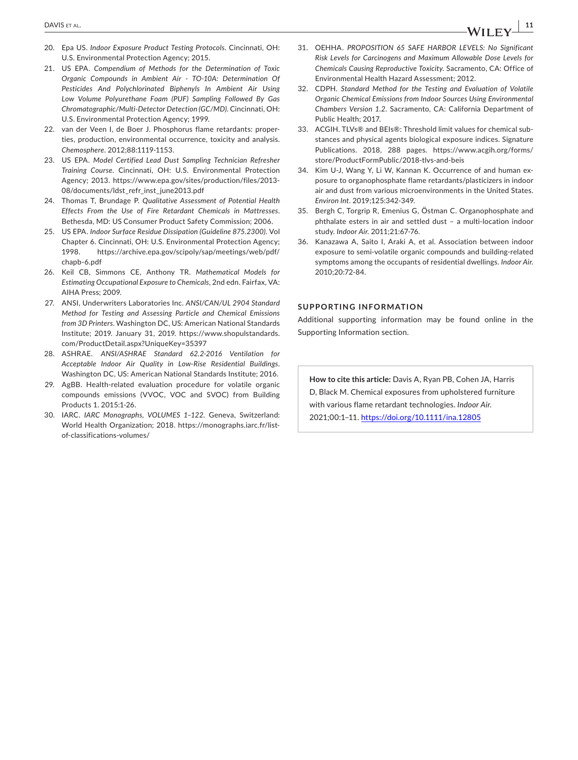20. Epa US. *Indoor Exposure Product Testing Protocols*. Cincinnati, OH: U.S. Environmental Protection Agency; 2015.
21. US EPA. *Compendium of Methods for the Determination of Toxic Organic Compounds in Ambient Air - TO-10A: Determination Of Pesticides And Polychlorinated Biphenyls In Ambient Air Using Low Volume Polyurethane Foam (PUF) Sampling Followed By Gas Chromatographic/Multi-Detector Detection (GC/MD)*. Cincinnati, OH: U.S. Environmental Protection Agency; 1999.
22. van der Veen I, de Boer J. Phosphorus flame retardants: properties, production, environmental occurrence, toxicity and analysis. *Chemosphere*. 2012;88:1119-1153.
23. US EPA. *Model Certified Lead Dust Sampling Technician Refresher Training Course*. Cincinnati, OH: U.S. Environmental Protection Agency; 2013. https://www.epa.gov/sites/production/files/2013-08/documents/ldst_refr_inst_june2013.pdf
24. Thomas T, Brundage P. *Qualitative Assessment of Potential Health Effects From the Use of Fire Retardant Chemicals in Mattresses*. Bethesda, MD: US Consumer Product Safety Commission; 2006.
25. US EPA. *Indoor Surface Residue Dissipation (Guideline 875.2300)*. Vol Chapter 6. Cincinnati, OH: U.S. Environmental Protection Agency; 1998. https://archive.epa.gov/scipoly/sap/meetings/web/pdf/chapb-6.pdf
26. Keil CB, Simmons CE, Anthony TR. *Mathematical Models for Estimating Occupational Exposure to Chemicals*, 2nd edn. Fairfax, VA: AIHA Press; 2009.
27. ANSI, Underwriters Laboratories Inc. *ANSI/CAN/UL 2904 Standard Method for Testing and Assessing Particle and Chemical Emissions from 3D Printers*. Washington DC, US: American National Standards Institute; 2019. January 31, 2019. https://www.shopulstandards.com/ProductDetail.aspx?UniqueKey=35397
28. ASHRAE. *ANSI/ASHRAE Standard 62.2-2016 Ventilation for Acceptable Indoor Air Quality in Low-Rise Residential Buildings*. Washington DC, US: American National Standards Institute; 2016.
29. AgBB. Health-related evaluation procedure for volatile organic compounds emissions (VVOC, VOC and SVOC) from Building Products 1. 2015:1-26.
30. IARC. *IARC Monographs, VOLUMES 1–122*. Geneva, Switzerland: World Health Organization; 2018. https://monographs.iarc.fr/list-of-classifications-volumes/
31. OEHHA. *PROPOSITION 65 SAFE HARBOR LEVELS: No Significant Risk Levels for Carcinogens and Maximum Allowable Dose Levels for Chemicals Causing Reproductive Toxicity*. Sacramento, CA: Office of Environmental Health Hazard Assessment; 2012.
32. CDPH. *Standard Method for the Testing and Evaluation of Volatile Organic Chemical Emissions from Indoor Sources Using Environmental Chambers Version 1.2*. Sacramento, CA: California Department of Public Health; 2017.
33. ACGIH. TLVs® and BEIs®: Threshold limit values for chemical substances and physical agents biological exposure indices. Signature Publications. 2018, 288 pages. https://www.acgih.org/forms/store/ProductFormPublic/2018-tlvs-and-beis
34. Kim U-J, Wang Y, Li W, Kannan K. Occurrence of and human exposure to organophosphate flame retardants/plasticizers in indoor air and dust from various microenvironments in the United States. *Environ Int*. 2019;125:342-349.
35. Bergh C, Torgrip R, Emenius G, Östman C. Organophosphate and phthalate esters in air and settled dust – a multi-location indoor study. *Indoor Air*. 2011;21:67-76.
36. Kanazawa A, Saito I, Araki A, et al. Association between indoor exposure to semi-volatile organic compounds and building-related symptoms among the occupants of residential dwellings. *Indoor Air*. 2010;20:72-84.

## SUPPORTING INFORMATION

Additional supporting information may be found online in the Supporting Information section.

**How to cite this article:** Davis A, Ryan PB, Cohen JA, Harris D, Black M. Chemical exposures from upholstered furniture with various flame retardant technologies. *Indoor Air*. 2021;00:1–11. https://doi.org/10.1111/ina.12805